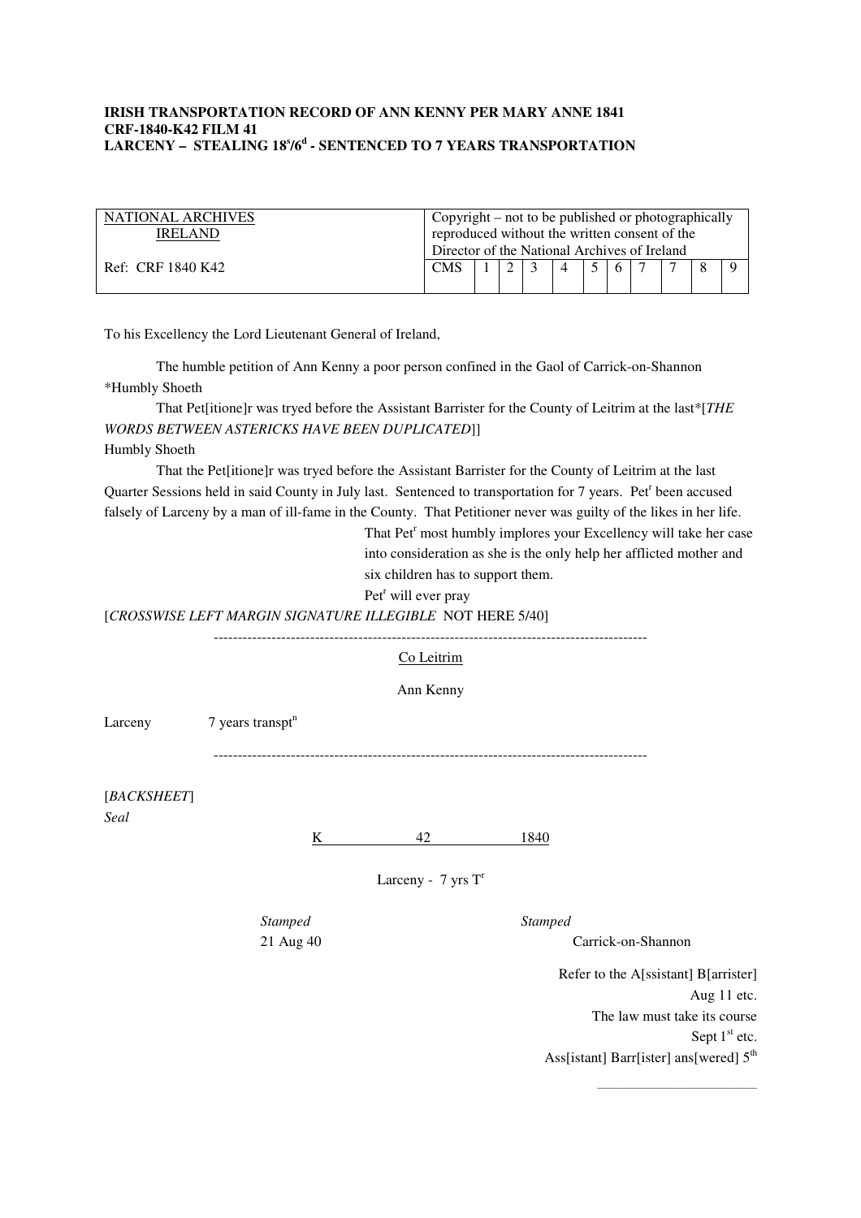**IRISH TRANSPORTATION RECORD OF ANN KENNY PER MARY ANNE 1841**
**CRF-1840-K42 FILM 41**
**LARCENY – STEALING 18s/6d - SENTENCED TO 7 YEARS TRANSPORTATION**

| NATIONAL ARCHIVES IRELAND | Copyright – not to be published or photographically reproduced without the written consent of the Director of the National Archives of Ireland | | | | | | | | | | |
|---|---|---|---|---|---|---|---|---|---|---|---|
| Ref: CRF 1840 K42 | CMS | 1 | 2 | 3 | 4 | 5 | 6 | 7 | 7 | 8 | 9 |

To his Excellency the Lord Lieutenant General of Ireland,

The humble petition of Ann Kenny a poor person confined in the Gaol of Carrick-on-Shannon

*Humbly Shoeth

That Pet[itione]r was tryed before the Assistant Barrister for the County of Leitrim at the last*[*THE WORDS BETWEEN ASTERICKS HAVE BEEN DUPLICATED*]]

Humbly Shoeth

That the Pet[itione]r was tryed before the Assistant Barrister for the County of Leitrim at the last Quarter Sessions held in said County in July last. Sentenced to transportation for 7 years. Petr been accused falsely of Larceny by a man of ill-fame in the County. That Petitioner never was guilty of the likes in her life.

That Petr most humbly implores your Excellency will take her case into consideration as she is the only help her afflicted mother and six children has to support them.

Petr will ever pray

[*CROSSWISE LEFT MARGIN SIGNATURE ILLEGIBLE* NOT HERE 5/40]

---

Co Leitrim

Ann Kenny

Larceny 7 years transptn

---

[*BACKSHEET*]

*Seal*

K 42 1840

Larceny - 7 yrs Tr

*Stamped* 21 Aug 40

*Stamped* Carrick-on-Shannon

Refer to the A[ssistant] B[arrister]
Aug 11 etc.
The law must take its course
Sept 1st etc.
Ass[istant] Barr[ister] ans[wered] 5th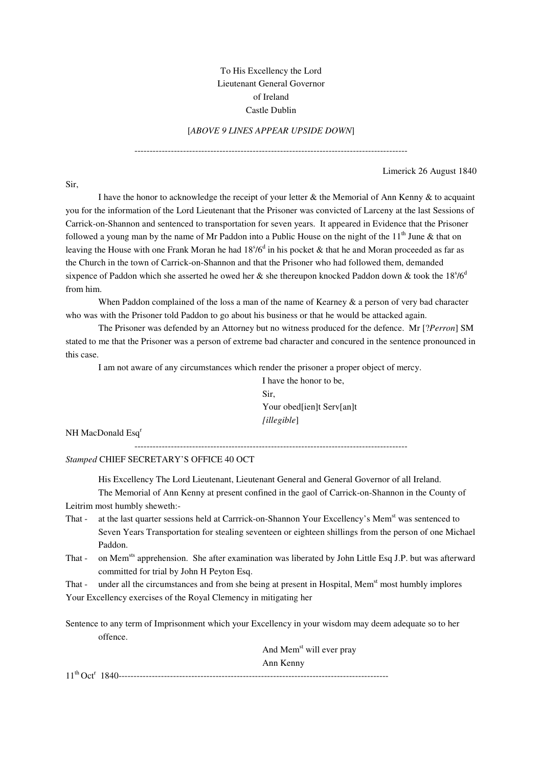To His Excellency the Lord
Lieutenant General Governor
of Ireland
Castle Dublin

[*ABOVE 9 LINES APPEAR UPSIDE DOWN*]

------------------------------------------------------------------------------------------

Limerick 26 August 1840

Sir,

I have the honor to acknowledge the receipt of your letter & the Memorial of Ann Kenny & to acquaint you for the information of the Lord Lieutenant that the Prisoner was convicted of Larceny at the last Sessions of Carrick-on-Shannon and sentenced to transportation for seven years. It appeared in Evidence that the Prisoner followed a young man by the name of Mr Paddon into a Public House on the night of the 11th June & that on leaving the House with one Frank Moran he had 18s/6d in his pocket & that he and Moran proceeded as far as the Church in the town of Carrick-on-Shannon and that the Prisoner who had followed them, demanded sixpence of Paddon which she asserted he owed her & she thereupon knocked Paddon down & took the 18s/6d from him.

When Paddon complained of the loss a man of the name of Kearney & a person of very bad character who was with the Prisoner told Paddon to go about his business or that he would be attacked again.

The Prisoner was defended by an Attorney but no witness produced for the defence. Mr [?*Perron*] SM stated to me that the Prisoner was a person of extreme bad character and concured in the sentence pronounced in this case.

I am not aware of any circumstances which render the prisoner a proper object of mercy.

I have the honor to be,
Sir,
Your obed[ien]t Serv[an]t
[*illegible*]

NH MacDonald Esqr

------------------------------------------------------------------------------------------

*Stamped* CHIEF SECRETARY'S OFFICE 40 OCT

His Excellency The Lord Lieutenant, Lieutenant General and General Governor of all Ireland.

The Memorial of Ann Kenny at present confined in the gaol of Carrick-on-Shannon in the County of Leitrim most humbly sheweth:-

That - at the last quarter sessions held at Carrrick-on-Shannon Your Excellency's Memst was sentenced to Seven Years Transportation for stealing seventeen or eighteen shillings from the person of one Michael Paddon.

That - on Memsts apprehension. She after examination was liberated by John Little Esq J.P. but was afterward committed for trial by John H Peyton Esq.

That - under all the circumstances and from she being at present in Hospital, Memst most humbly implores Your Excellency exercises of the Royal Clemency in mitigating her

Sentence to any term of Imprisonment which your Excellency in your wisdom may deem adequate so to her offence.

And Memst will ever pray
Ann Kenny

11th Octr 1840------------------------------------------------------------------------------------------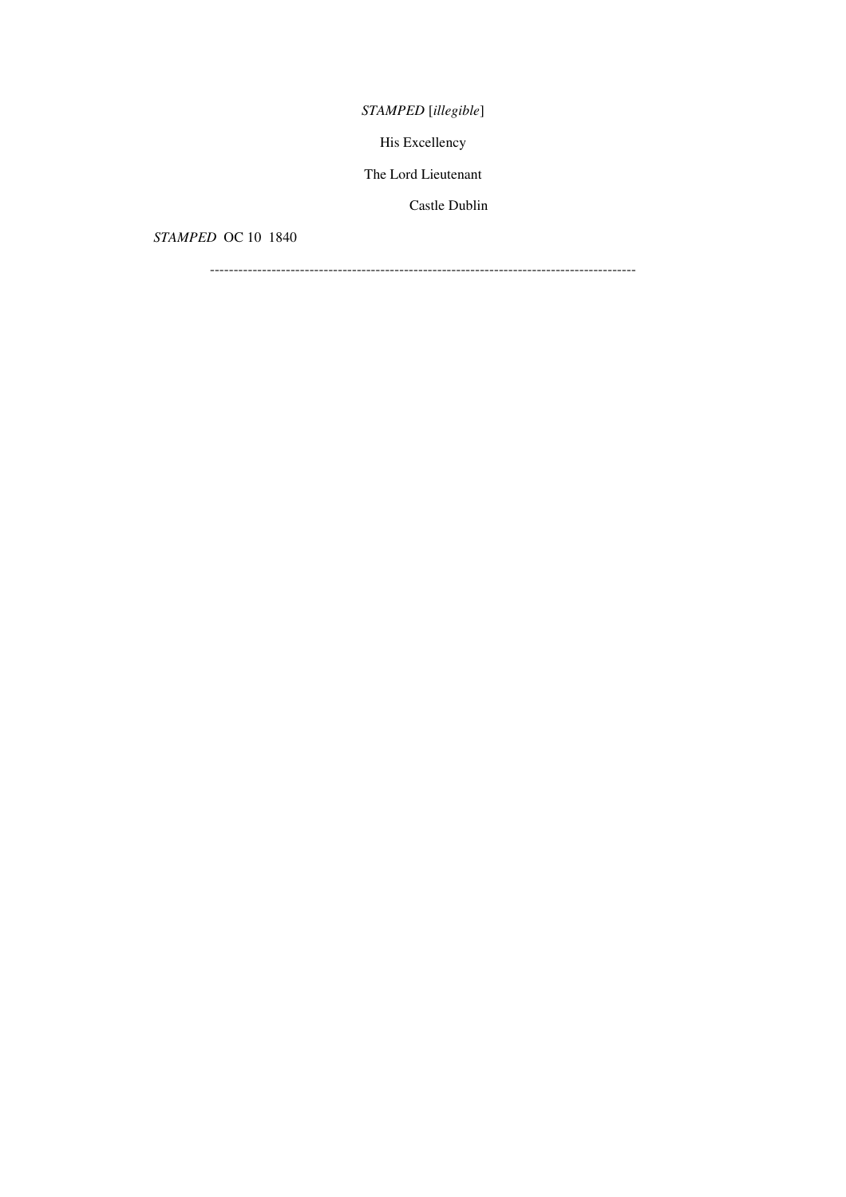*STAMPED* [*illegible*]

His Excellency

The Lord Lieutenant

Castle Dublin

*STAMPED* OC 10 1840

------------------------------------------------------------------------------------------